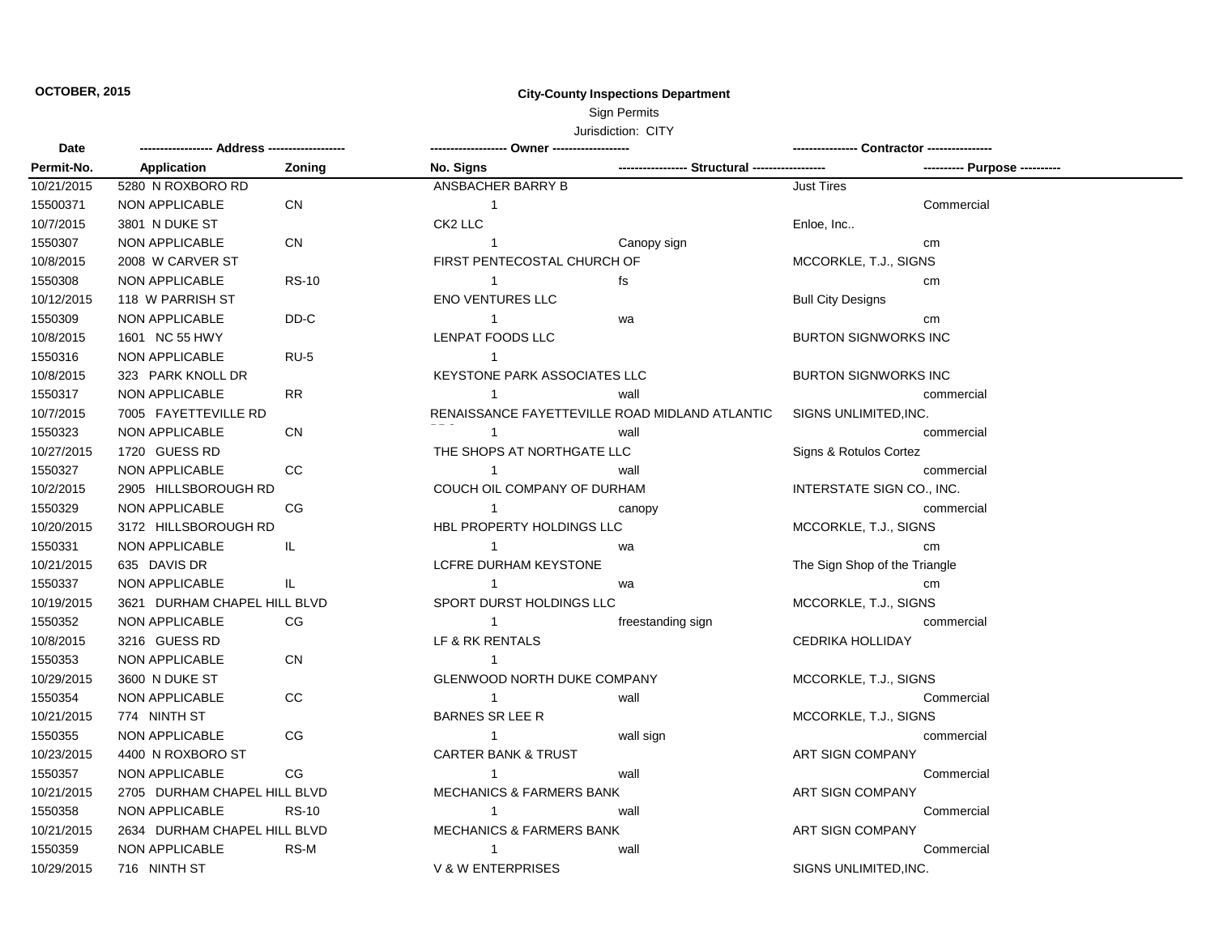**OCTOBER, 2015**

**City-County Inspections Department**

Sign Permits

Jurisdiction: CITY

| Date | Address | | Owner | | Contractor | |
|---|---|---|---|---|---|---|
| **Permit-No.** | **Application** | **Zoning** | **No. Signs** | **Structural** | | **Purpose** |
| 10/21/2015 | 5280 N ROXBORO RD | | ANSBACHER BARRY B | | Just Tires | |
| 15500371 | NON APPLICABLE | CN | 1 | | | Commercial |
| 10/7/2015 | 3801 N DUKE ST | | CK2 LLC | | Enloe, Inc.. | |
| 1550307 | NON APPLICABLE | CN | 1 | Canopy sign | | cm |
| 10/8/2015 | 2008 W CARVER ST | | FIRST PENTECOSTAL CHURCH OF | | MCCORKLE, T.J., SIGNS | |
| 1550308 | NON APPLICABLE | RS-10 | 1 | fs | | cm |
| 10/12/2015 | 118 W PARRISH ST | | ENO VENTURES LLC | | Bull City Designs | |
| 1550309 | NON APPLICABLE | DD-C | 1 | wa | | cm |
| 10/8/2015 | 1601 NC 55 HWY | | LENPAT FOODS LLC | | BURTON SIGNWORKS INC | |
| 1550316 | NON APPLICABLE | RU-5 | 1 | | | |
| 10/8/2015 | 323 PARK KNOLL DR | | KEYSTONE PARK ASSOCIATES LLC | | BURTON SIGNWORKS INC | |
| 1550317 | NON APPLICABLE | RR | 1 | wall | | commercial |
| 10/7/2015 | 7005 FAYETTEVILLE RD | | RENAISSANCE FAYETTEVILLE ROAD MIDLAND ATLANTIC | | SIGNS UNLIMITED,INC. | |
| 1550323 | NON APPLICABLE | CN | 1 | wall | | commercial |
| 10/27/2015 | 1720 GUESS RD | | THE SHOPS AT NORTHGATE LLC | | Signs & Rotulos Cortez | |
| 1550327 | NON APPLICABLE | CC | 1 | wall | | commercial |
| 10/2/2015 | 2905 HILLSBOROUGH RD | | COUCH OIL COMPANY OF DURHAM | | INTERSTATE SIGN CO., INC. | |
| 1550329 | NON APPLICABLE | CG | 1 | canopy | | commercial |
| 10/20/2015 | 3172 HILLSBOROUGH RD | | HBL PROPERTY HOLDINGS LLC | | MCCORKLE, T.J., SIGNS | |
| 1550331 | NON APPLICABLE | IL | 1 | wa | | cm |
| 10/21/2015 | 635 DAVIS DR | | LCFRE DURHAM KEYSTONE | | The Sign Shop of the Triangle | |
| 1550337 | NON APPLICABLE | IL | 1 | wa | | cm |
| 10/19/2015 | 3621 DURHAM CHAPEL HILL BLVD | | SPORT DURST HOLDINGS LLC | | MCCORKLE, T.J., SIGNS | |
| 1550352 | NON APPLICABLE | CG | 1 | freestanding sign | | commercial |
| 10/8/2015 | 3216 GUESS RD | | LF & RK RENTALS | | CEDRIKA HOLLIDAY | |
| 1550353 | NON APPLICABLE | CN | 1 | | | |
| 10/29/2015 | 3600 N DUKE ST | | GLENWOOD NORTH DUKE COMPANY | | MCCORKLE, T.J., SIGNS | |
| 1550354 | NON APPLICABLE | CC | 1 | wall | | Commercial |
| 10/21/2015 | 774 NINTH ST | | BARNES SR LEE R | | MCCORKLE, T.J., SIGNS | |
| 1550355 | NON APPLICABLE | CG | 1 | wall sign | | commercial |
| 10/23/2015 | 4400 N ROXBORO ST | | CARTER BANK & TRUST | | ART SIGN COMPANY | |
| 1550357 | NON APPLICABLE | CG | 1 | wall | | Commercial |
| 10/21/2015 | 2705 DURHAM CHAPEL HILL BLVD | | MECHANICS & FARMERS BANK | | ART SIGN COMPANY | |
| 1550358 | NON APPLICABLE | RS-10 | 1 | wall | | Commercial |
| 10/21/2015 | 2634 DURHAM CHAPEL HILL BLVD | | MECHANICS & FARMERS BANK | | ART SIGN COMPANY | |
| 1550359 | NON APPLICABLE | RS-M | 1 | wall | | Commercial |
| 10/29/2015 | 716 NINTH ST | | V & W ENTERPRISES | | SIGNS UNLIMITED,INC. | |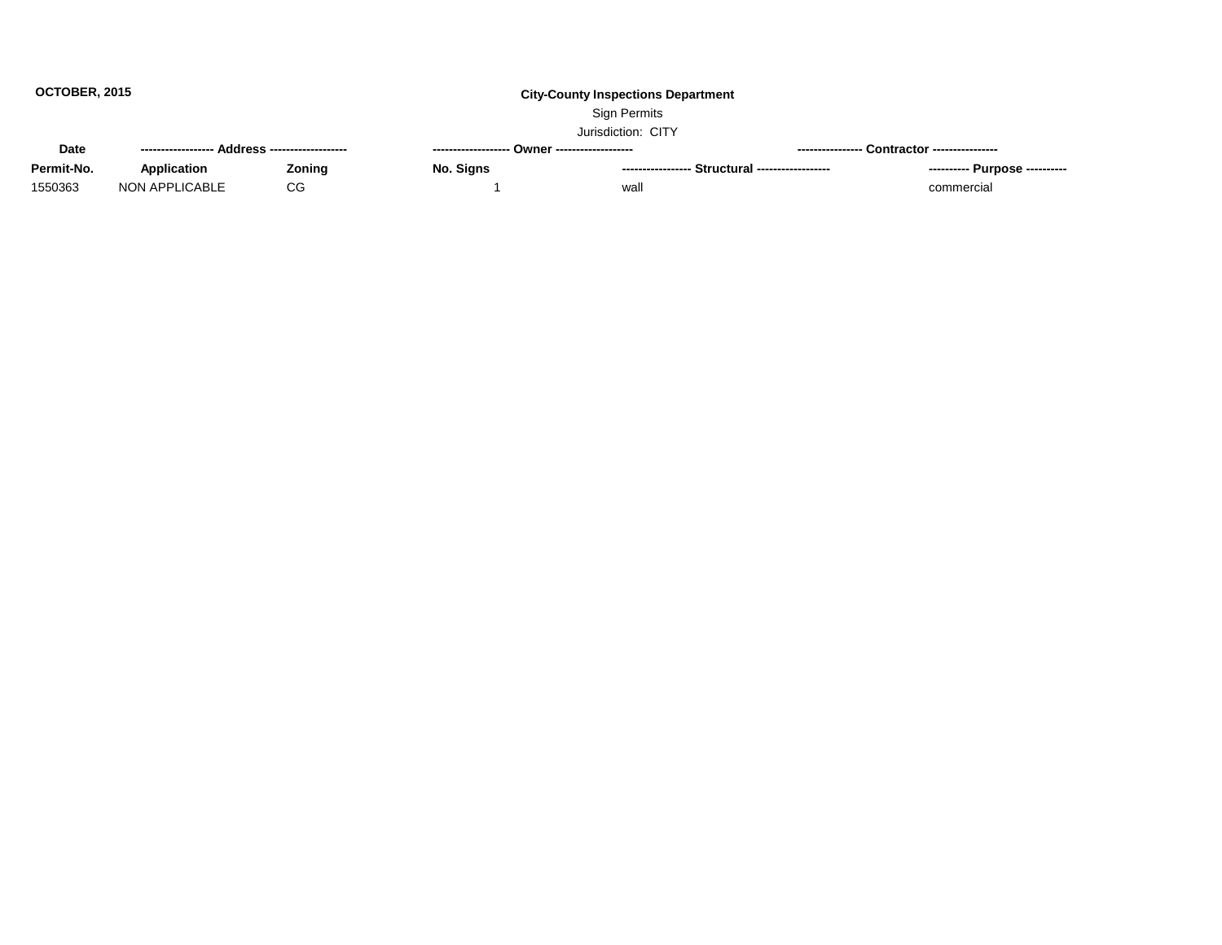**OCTOBER, 2015**

**City-County Inspections Department**

Sign Permits

Jurisdiction: CITY

| Date | ------------------ Address ------------------- | | ------------------- Owner ------------------- | ---------------- Contractor ---------------- | |
|---|---|---|---|---|---|
| **Permit-No.** | **Application** | **Zoning** | **No. Signs** | **----------------- Structural ------------------** | **---------- Purpose ----------** |
| 1550363 | NON APPLICABLE | CG | 1 | wall | commercial |